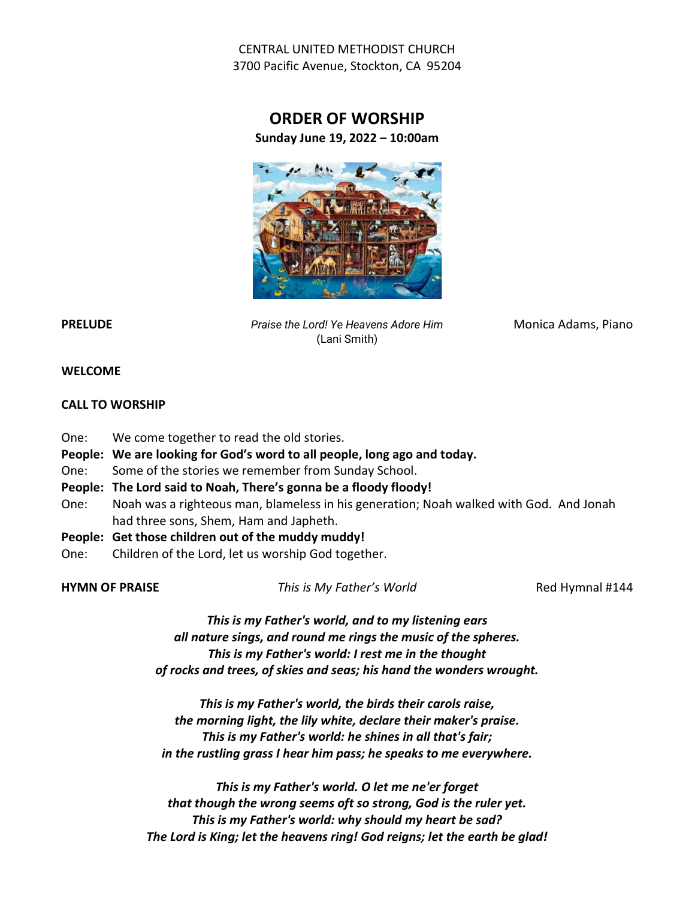CENTRAL UNITED METHODIST CHURCH
3700 Pacific Avenue, Stockton, CA 95204

# ORDER OF WORSHIP

**Sunday June 19, 2022 – 10:00am**

**PRELUDE** *Praise the Lord! Ye Heavens Adore Him* (Lani Smith) Monica Adams, Piano

**WELCOME**

**CALL TO WORSHIP**

One: We come together to read the old stories.
**People: We are looking for God's word to all people, long ago and today.**
One: Some of the stories we remember from Sunday School.
**People: The Lord said to Noah, There's gonna be a floody floody!**
One: Noah was a righteous man, blameless in his generation; Noah walked with God. And Jonah had three sons, Shem, Ham and Japheth.
**People: Get those children out of the muddy muddy!**
One: Children of the Lord, let us worship God together.

**HYMN OF PRAISE** *This is My Father's World* Red Hymnal #144

***This is my Father's world, and to my listening ears***
***all nature sings, and round me rings the music of the spheres.***
***This is my Father's world: I rest me in the thought***
***of rocks and trees, of skies and seas; his hand the wonders wrought.***

***This is my Father's world, the birds their carols raise,***
***the morning light, the lily white, declare their maker's praise.***
***This is my Father's world: he shines in all that's fair;***
***in the rustling grass I hear him pass; he speaks to me everywhere.***

***This is my Father's world. O let me ne'er forget***
***that though the wrong seems oft so strong, God is the ruler yet.***
***This is my Father's world: why should my heart be sad?***
***The Lord is King; let the heavens ring! God reigns; let the earth be glad!***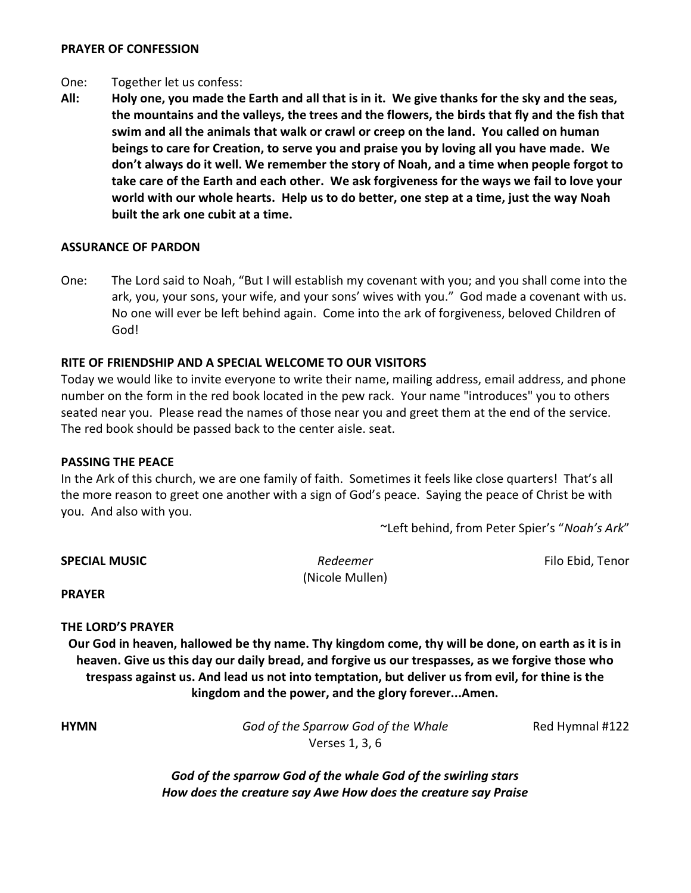**PRAYER OF CONFESSION**

One: Together let us confess:

**All: Holy one, you made the Earth and all that is in it. We give thanks for the sky and the seas, the mountains and the valleys, the trees and the flowers, the birds that fly and the fish that swim and all the animals that walk or crawl or creep on the land. You called on human beings to care for Creation, to serve you and praise you by loving all you have made. We don't always do it well. We remember the story of Noah, and a time when people forgot to take care of the Earth and each other. We ask forgiveness for the ways we fail to love your world with our whole hearts. Help us to do better, one step at a time, just the way Noah built the ark one cubit at a time.**

**ASSURANCE OF PARDON**

One: The Lord said to Noah, "But I will establish my covenant with you; and you shall come into the ark, you, your sons, your wife, and your sons' wives with you." God made a covenant with us. No one will ever be left behind again. Come into the ark of forgiveness, beloved Children of God!

**RITE OF FRIENDSHIP AND A SPECIAL WELCOME TO OUR VISITORS**

Today we would like to invite everyone to write their name, mailing address, email address, and phone number on the form in the red book located in the pew rack. Your name "introduces" you to others seated near you. Please read the names of those near you and greet them at the end of the service. The red book should be passed back to the center aisle. seat.

**PASSING THE PEACE**

In the Ark of this church, we are one family of faith. Sometimes it feels like close quarters! That's all the more reason to greet one another with a sign of God's peace. Saying the peace of Christ be with you. And also with you.

~Left behind, from Peter Spier's "*Noah's Ark*"

**SPECIAL MUSIC** *Redeemer* (Nicole Mullen) Filo Ebid, Tenor

**PRAYER**

**THE LORD'S PRAYER**

**Our God in heaven, hallowed be thy name. Thy kingdom come, thy will be done, on earth as it is in heaven. Give us this day our daily bread, and forgive us our trespasses, as we forgive those who trespass against us. And lead us not into temptation, but deliver us from evil, for thine is the kingdom and the power, and the glory forever...Amen.**

**HYMN** *God of the Sparrow God of the Whale* Red Hymnal #122
Verses 1, 3, 6

***God of the sparrow God of the whale God of the swirling stars***
***How does the creature say Awe How does the creature say Praise***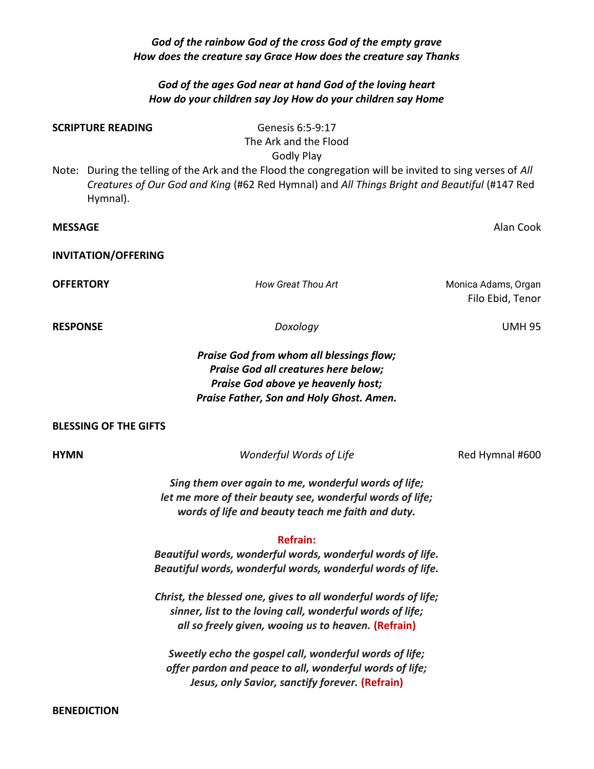***God of the rainbow God of the cross God of the empty grave***
***How does the creature say Grace How does the creature say Thanks***

***God of the ages God near at hand God of the loving heart***
***How do your children say Joy How do your children say Home***

**SCRIPTURE READING** Genesis 6:5-9:17
The Ark and the Flood
Godly Play

Note: During the telling of the Ark and the Flood the congregation will be invited to sing verses of *All Creatures of Our God and King* (#62 Red Hymnal) and *All Things Bright and Beautiful* (#147 Red Hymnal).

**MESSAGE** Alan Cook

**INVITATION/OFFERING**

**OFFERTORY** *How Great Thou Art* Monica Adams, Organ
Filo Ebid, Tenor

**RESPONSE** *Doxology* UMH 95

***Praise God from whom all blessings flow;***
***Praise God all creatures here below;***
***Praise God above ye heavenly host;***
***Praise Father, Son and Holy Ghost. Amen.***

**BLESSING OF THE GIFTS**

**HYMN** *Wonderful Words of Life* Red Hymnal #600

***Sing them over again to me, wonderful words of life;***
***let me more of their beauty see, wonderful words of life;***
***words of life and beauty teach me faith and duty.***

**Refrain:**
***Beautiful words, wonderful words, wonderful words of life.***
***Beautiful words, wonderful words, wonderful words of life.***

***Christ, the blessed one, gives to all wonderful words of life;***
***sinner, list to the loving call, wonderful words of life;***
***all so freely given, wooing us to heaven.*** **(Refrain)**

***Sweetly echo the gospel call, wonderful words of life;***
***offer pardon and peace to all, wonderful words of life;***
***Jesus, only Savior, sanctify forever.*** **(Refrain)**

**BENEDICTION**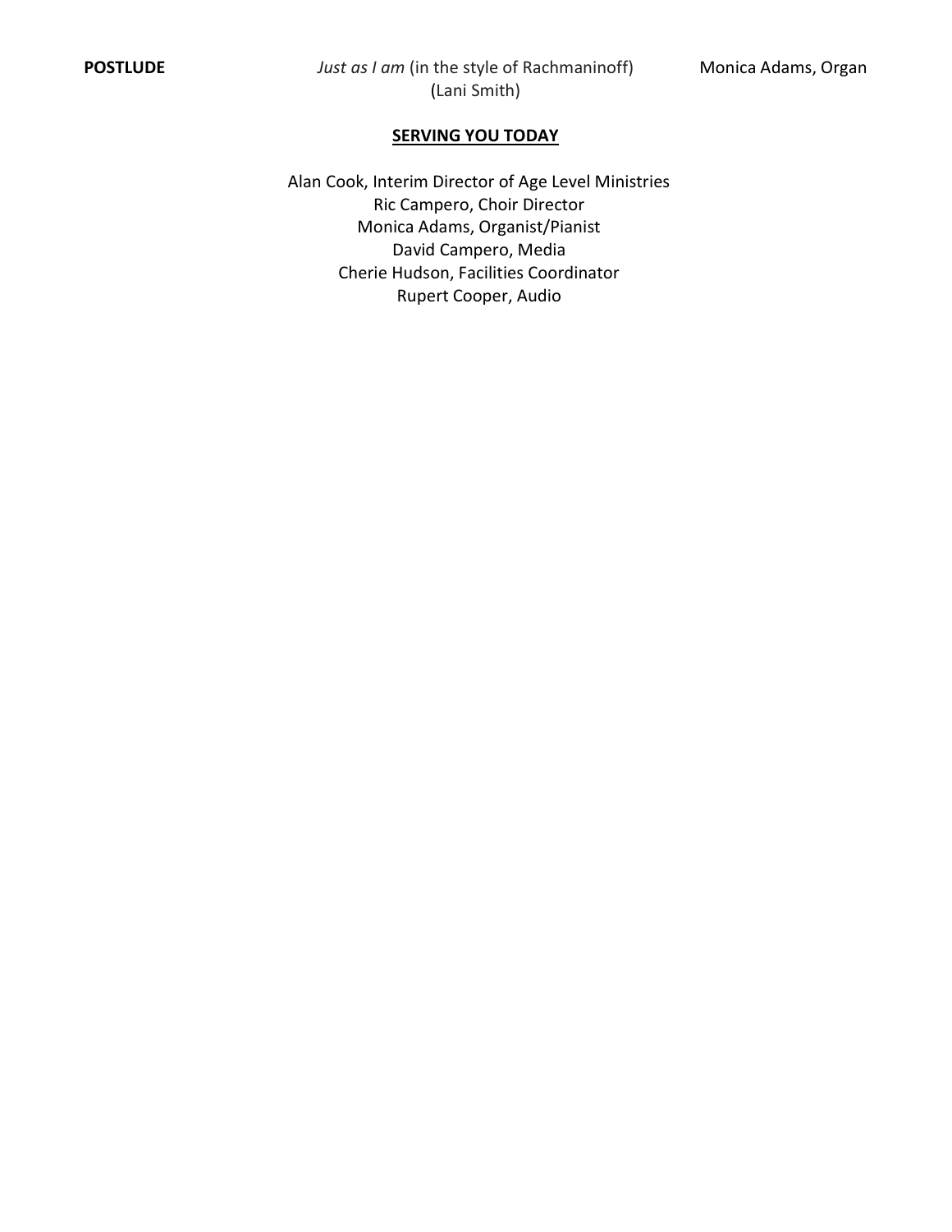**POSTLUDE** *Just as I am* (in the style of Rachmaninoff) (Lani Smith) Monica Adams, Organ

**SERVING YOU TODAY**

Alan Cook, Interim Director of Age Level Ministries
Ric Campero, Choir Director
Monica Adams, Organist/Pianist
David Campero, Media
Cherie Hudson, Facilities Coordinator
Rupert Cooper, Audio